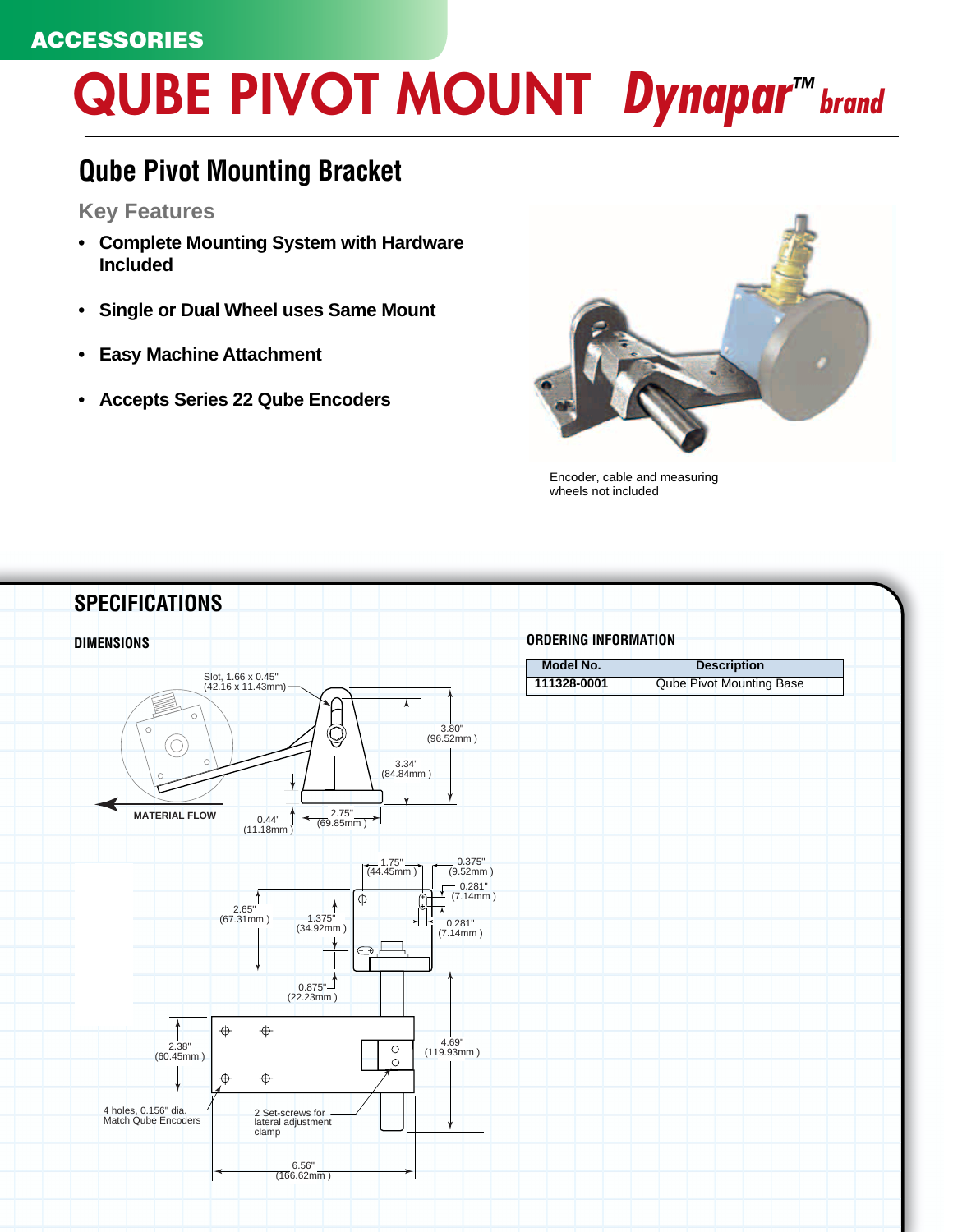ACCESSORIES

# QUBE PIVOT MOUNT *Dynapar™ brand*

## Qube Pivot Mounting Bracket

### Key Features

- **Complete Mounting System with Hardware Included**
- **Single or Dual Wheel uses Same Mount**
- **Easy Machine Attachment**
- **Accepts Series 22 Qube Encoders**

Encoder, cable and measuring wheels not included

## SPECIFICATIONS

### DIMENSIONS

Slot, 1.66 x 0.45" (42.16 x 11.43mm)

3.80" (96.52mm )

3.34" (84.84mm )

MATERIAL FLOW

0.44" (11.18mm )

2.75" (69.85mm )

1.75" (44.45mm )

0.375" (9.52mm )

0.281" (7.14mm )

2.65" (67.31mm )

1.375" (34.92mm )

0.281" (7.14mm )

0.875" (22.23mm )

2.38" (60.45mm )

4.69" (119.93mm )

4 holes, 0.156" dia. Match Qube Encoders

2 Set-screws for lateral adjustment clamp

6.56" (166.62mm )

### ORDERING INFORMATION

| Model No. | Description |
| --- | --- |
| 111328-0001 | Qube Pivot Mounting Base |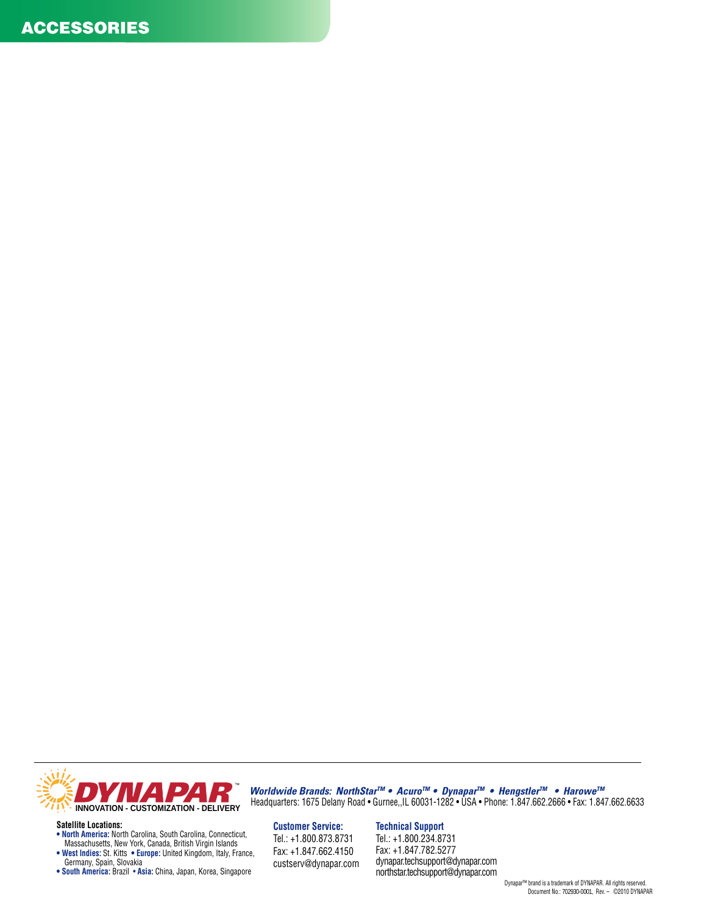# ACCESSORIES

DYNAPAR™
INNOVATION - CUSTOMIZATION - DELIVERY

***Worldwide Brands: NorthStar™ • Acuro™ • Dynapar™ • Hengstler™ • Harowe™***
Headquarters: 1675 Delany Road • Gurnee,,IL 60031-1282 • USA • Phone: 1.847.662.2666 • Fax: 1.847.662.6633

**Satellite Locations:**
- **North America:** North Carolina, South Carolina, Connecticut, Massachusetts, New York, Canada, British Virgin Islands
- **West Indies:** St. Kitts • **Europe:** United Kingdom, Italy, France, Germany, Spain, Slovakia
- **South America:** Brazil • **Asia:** China, Japan, Korea, Singapore

**Customer Service:**
Tel.: +1.800.873.8731
Fax: +1.847.662.4150
custserv@dynapar.com

**Technical Support**
Tel.: +1.800.234.8731
Fax: +1.847.782.5277
dynapar.techsupport@dynapar.com
northstar.techsupport@dynapar.com

Dynapar™ brand is a trademark of DYNAPAR. All rights reserved.
Document No.: 702930-0001, Rev. – ©2010 DYNAPAR